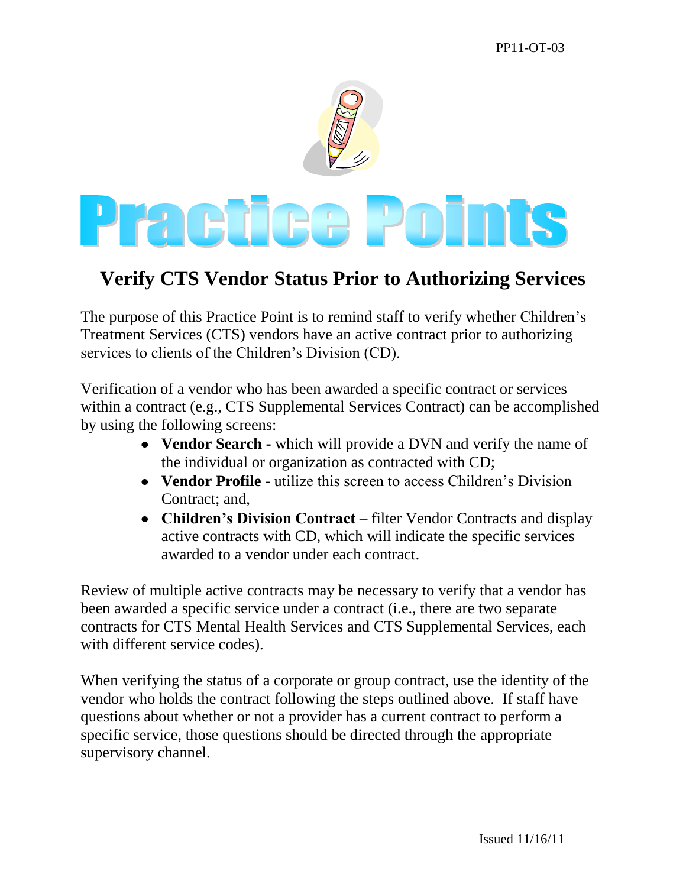PP11-OT-03

# Practice Points

## Verify CTS Vendor Status Prior to Authorizing Services

The purpose of this Practice Point is to remind staff to verify whether Children's Treatment Services (CTS) vendors have an active contract prior to authorizing services to clients of the Children's Division (CD).

Verification of a vendor who has been awarded a specific contract or services within a contract (e.g., CTS Supplemental Services Contract) can be accomplished by using the following screens:

- **Vendor Search -** which will provide a DVN and verify the name of the individual or organization as contracted with CD;
- **Vendor Profile -** utilize this screen to access Children's Division Contract; and,
- **Children's Division Contract** – filter Vendor Contracts and display active contracts with CD, which will indicate the specific services awarded to a vendor under each contract.

Review of multiple active contracts may be necessary to verify that a vendor has been awarded a specific service under a contract (i.e., there are two separate contracts for CTS Mental Health Services and CTS Supplemental Services, each with different service codes).

When verifying the status of a corporate or group contract, use the identity of the vendor who holds the contract following the steps outlined above. If staff have questions about whether or not a provider has a current contract to perform a specific service, those questions should be directed through the appropriate supervisory channel.

Issued 11/16/11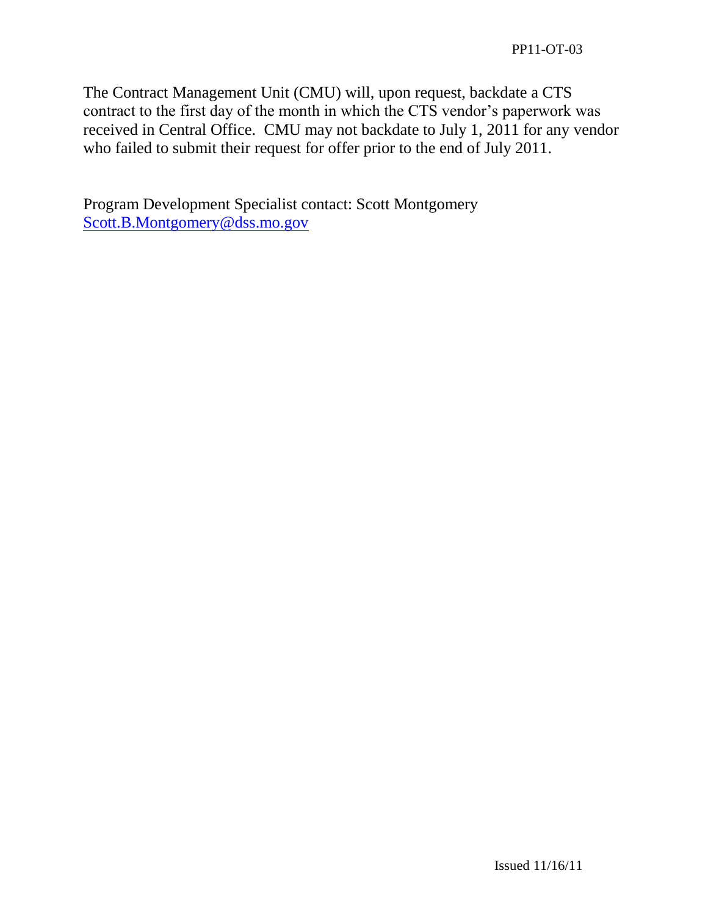The Contract Management Unit (CMU) will, upon request, backdate a CTS contract to the first day of the month in which the CTS vendor's paperwork was received in Central Office. CMU may not backdate to July 1, 2011 for any vendor who failed to submit their request for offer prior to the end of July 2011.

Program Development Specialist contact: Scott Montgomery
Scott.B.Montgomery@dss.mo.gov

Issued 11/16/11